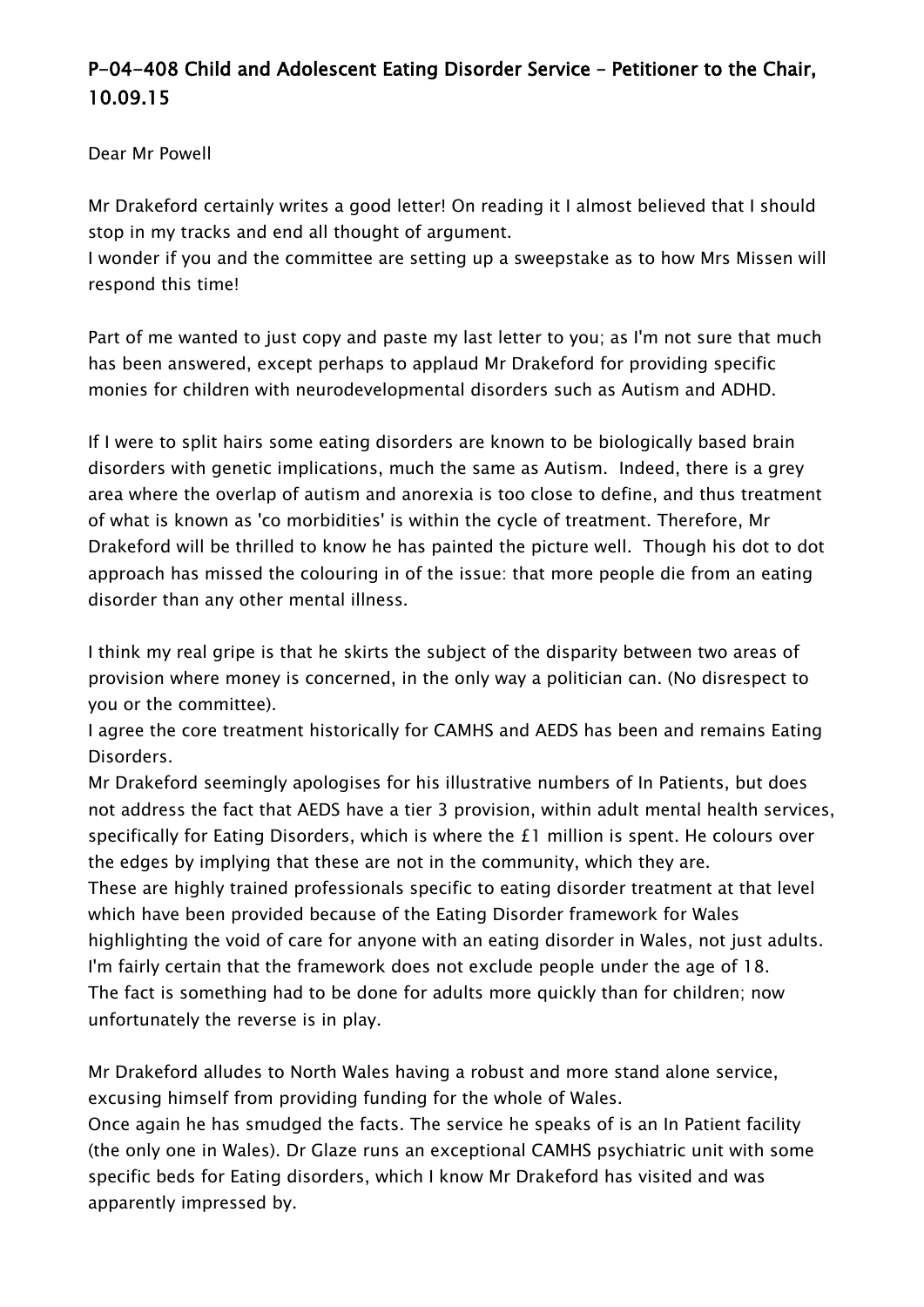## P-04-408 Child and Adolescent Eating Disorder Service – Petitioner to the Chair, 10.09.15

Dear Mr Powell

Mr Drakeford certainly writes a good letter! On reading it I almost believed that I should stop in my tracks and end all thought of argument.
I wonder if you and the committee are setting up a sweepstake as to how Mrs Missen will respond this time!

Part of me wanted to just copy and paste my last letter to you; as I'm not sure that much has been answered, except perhaps to applaud Mr Drakeford for providing specific monies for children with neurodevelopmental disorders such as Autism and ADHD.

If I were to split hairs some eating disorders are known to be biologically based brain disorders with genetic implications, much the same as Autism. Indeed, there is a grey area where the overlap of autism and anorexia is too close to define, and thus treatment of what is known as 'co morbidities' is within the cycle of treatment. Therefore, Mr Drakeford will be thrilled to know he has painted the picture well. Though his dot to dot approach has missed the colouring in of the issue: that more people die from an eating disorder than any other mental illness.

I think my real gripe is that he skirts the subject of the disparity between two areas of provision where money is concerned, in the only way a politician can. (No disrespect to you or the committee).
I agree the core treatment historically for CAMHS and AEDS has been and remains Eating Disorders.
Mr Drakeford seemingly apologises for his illustrative numbers of In Patients, but does not address the fact that AEDS have a tier 3 provision, within adult mental health services, specifically for Eating Disorders, which is where the £1 million is spent. He colours over the edges by implying that these are not in the community, which they are.
These are highly trained professionals specific to eating disorder treatment at that level which have been provided because of the Eating Disorder framework for Wales highlighting the void of care for anyone with an eating disorder in Wales, not just adults. I'm fairly certain that the framework does not exclude people under the age of 18.
The fact is something had to be done for adults more quickly than for children; now unfortunately the reverse is in play.

Mr Drakeford alludes to North Wales having a robust and more stand alone service, excusing himself from providing funding for the whole of Wales.
Once again he has smudged the facts. The service he speaks of is an In Patient facility (the only one in Wales). Dr Glaze runs an exceptional CAMHS psychiatric unit with some specific beds for Eating disorders, which I know Mr Drakeford has visited and was apparently impressed by.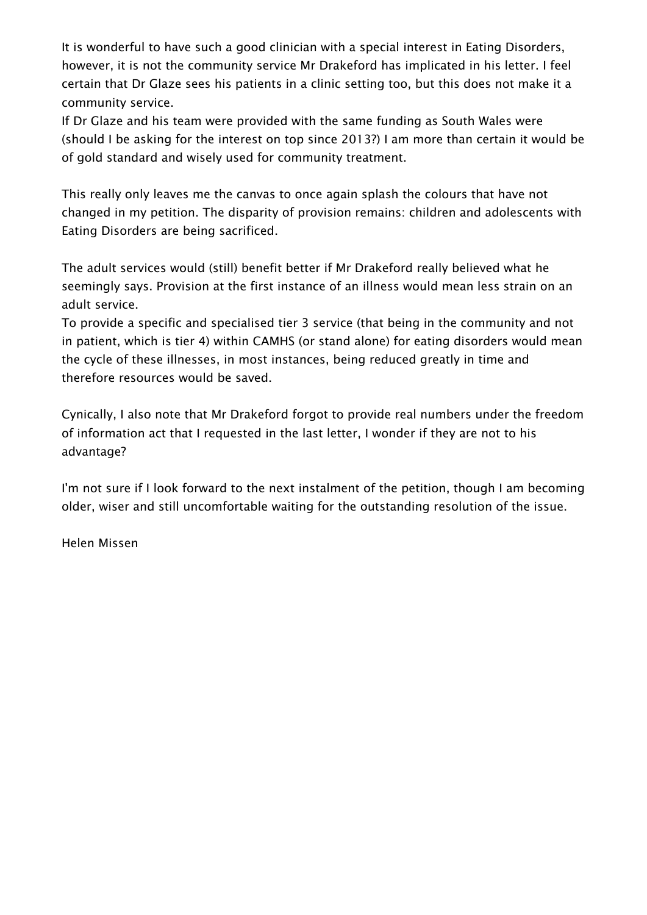It is wonderful to have such a good clinician with a special interest in Eating Disorders, however, it is not the community service Mr Drakeford has implicated in his letter. I feel certain that Dr Glaze sees his patients in a clinic setting too, but this does not make it a community service.
If Dr Glaze and his team were provided with the same funding as South Wales were (should I be asking for the interest on top since 2013?) I am more than certain it would be of gold standard and wisely used for community treatment.

This really only leaves me the canvas to once again splash the colours that have not changed in my petition. The disparity of provision remains: children and adolescents with Eating Disorders are being sacrificed.

The adult services would (still) benefit better if Mr Drakeford really believed what he seemingly says. Provision at the first instance of an illness would mean less strain on an adult service.
To provide a specific and specialised tier 3 service (that being in the community and not in patient, which is tier 4) within CAMHS (or stand alone) for eating disorders would mean the cycle of these illnesses, in most instances, being reduced greatly in time and therefore resources would be saved.

Cynically, I also note that Mr Drakeford forgot to provide real numbers under the freedom of information act that I requested in the last letter, I wonder if they are not to his advantage?

I'm not sure if I look forward to the next instalment of the petition, though I am becoming older, wiser and still uncomfortable waiting for the outstanding resolution of the issue.

Helen Missen